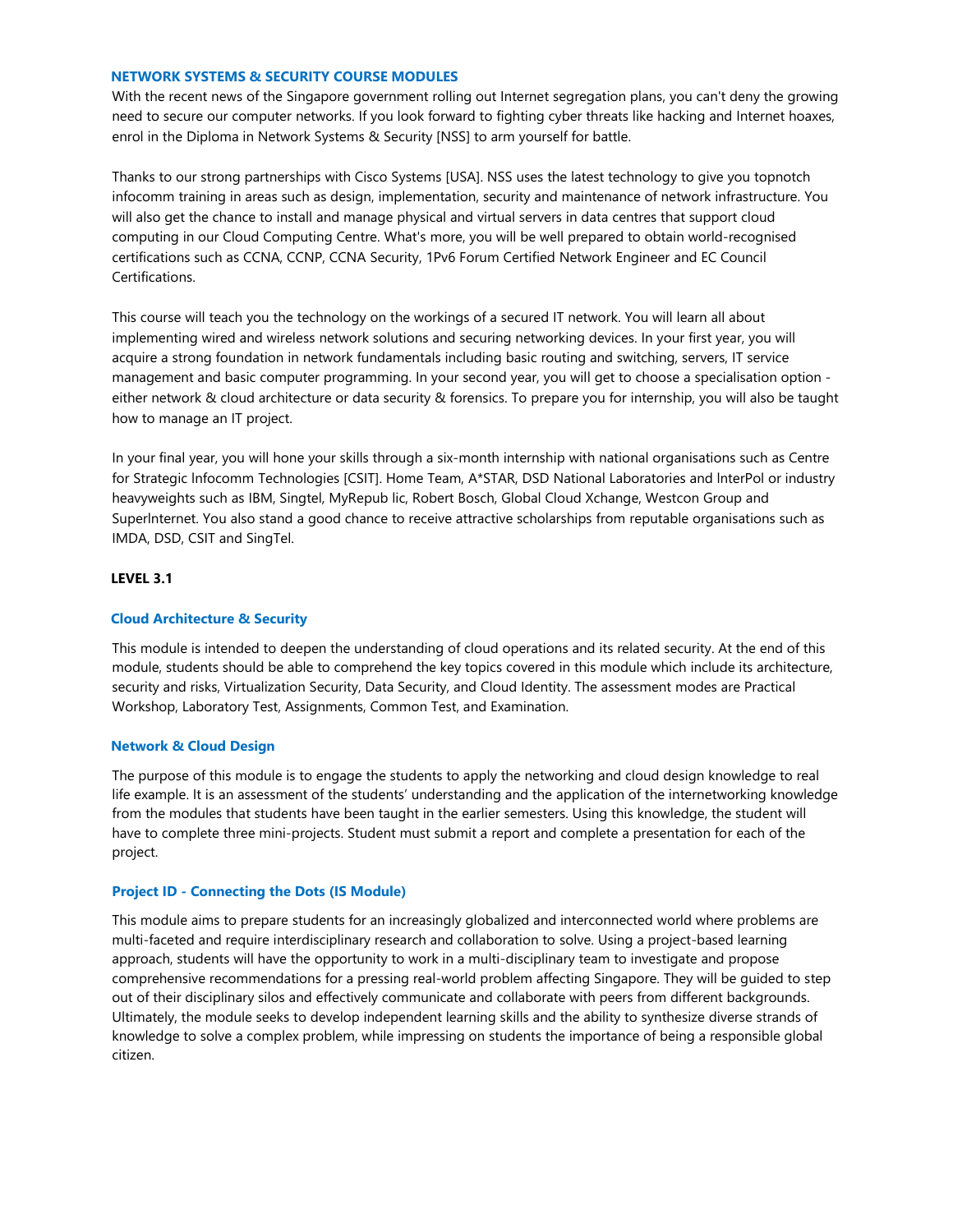## NETWORK SYSTEMS & SECURITY COURSE MODULES

With the recent news of the Singapore government rolling out Internet segregation plans, you can't deny the growing need to secure our computer networks. If you look forward to fighting cyber threats like hacking and Internet hoaxes, enrol in the Diploma in Network Systems & Security [NSS] to arm yourself for battle.

Thanks to our strong partnerships with Cisco Systems [USA]. NSS uses the latest technology to give you topnotch infocomm training in areas such as design, implementation, security and maintenance of network infrastructure. You will also get the chance to install and manage physical and virtual servers in data centres that support cloud computing in our Cloud Computing Centre. What's more, you will be well prepared to obtain world-recognised certifications such as CCNA, CCNP, CCNA Security, 1Pv6 Forum Certified Network Engineer and EC Council Certifications.

This course will teach you the technology on the workings of a secured IT network. You will learn all about implementing wired and wireless network solutions and securing networking devices. In your first year, you will acquire a strong foundation in network fundamentals including basic routing and switching, servers, IT service management and basic computer programming. In your second year, you will get to choose a specialisation option - either network & cloud architecture or data security & forensics. To prepare you for internship, you will also be taught how to manage an IT project.

In your final year, you will hone your skills through a six-month internship with national organisations such as Centre for Strategic lnfocomm Technologies [CSIT]. Home Team, A*STAR, DSD National Laboratories and lnterPol or industry heavyweights such as IBM, Singtel, MyRepub lic, Robert Bosch, Global Cloud Xchange, Westcon Group and Superlnternet. You also stand a good chance to receive attractive scholarships from reputable organisations such as IMDA, DSD, CSIT and SingTel.

### LEVEL 3.1

#### Cloud Architecture & Security

This module is intended to deepen the understanding of cloud operations and its related security. At the end of this module, students should be able to comprehend the key topics covered in this module which include its architecture, security and risks, Virtualization Security, Data Security, and Cloud Identity. The assessment modes are Practical Workshop, Laboratory Test, Assignments, Common Test, and Examination.

#### Network & Cloud Design

The purpose of this module is to engage the students to apply the networking and cloud design knowledge to real life example. It is an assessment of the students' understanding and the application of the internetworking knowledge from the modules that students have been taught in the earlier semesters. Using this knowledge, the student will have to complete three mini-projects. Student must submit a report and complete a presentation for each of the project.

#### Project ID - Connecting the Dots (IS Module)

This module aims to prepare students for an increasingly globalized and interconnected world where problems are multi-faceted and require interdisciplinary research and collaboration to solve. Using a project-based learning approach, students will have the opportunity to work in a multi-disciplinary team to investigate and propose comprehensive recommendations for a pressing real-world problem affecting Singapore. They will be guided to step out of their disciplinary silos and effectively communicate and collaborate with peers from different backgrounds. Ultimately, the module seeks to develop independent learning skills and the ability to synthesize diverse strands of knowledge to solve a complex problem, while impressing on students the importance of being a responsible global citizen.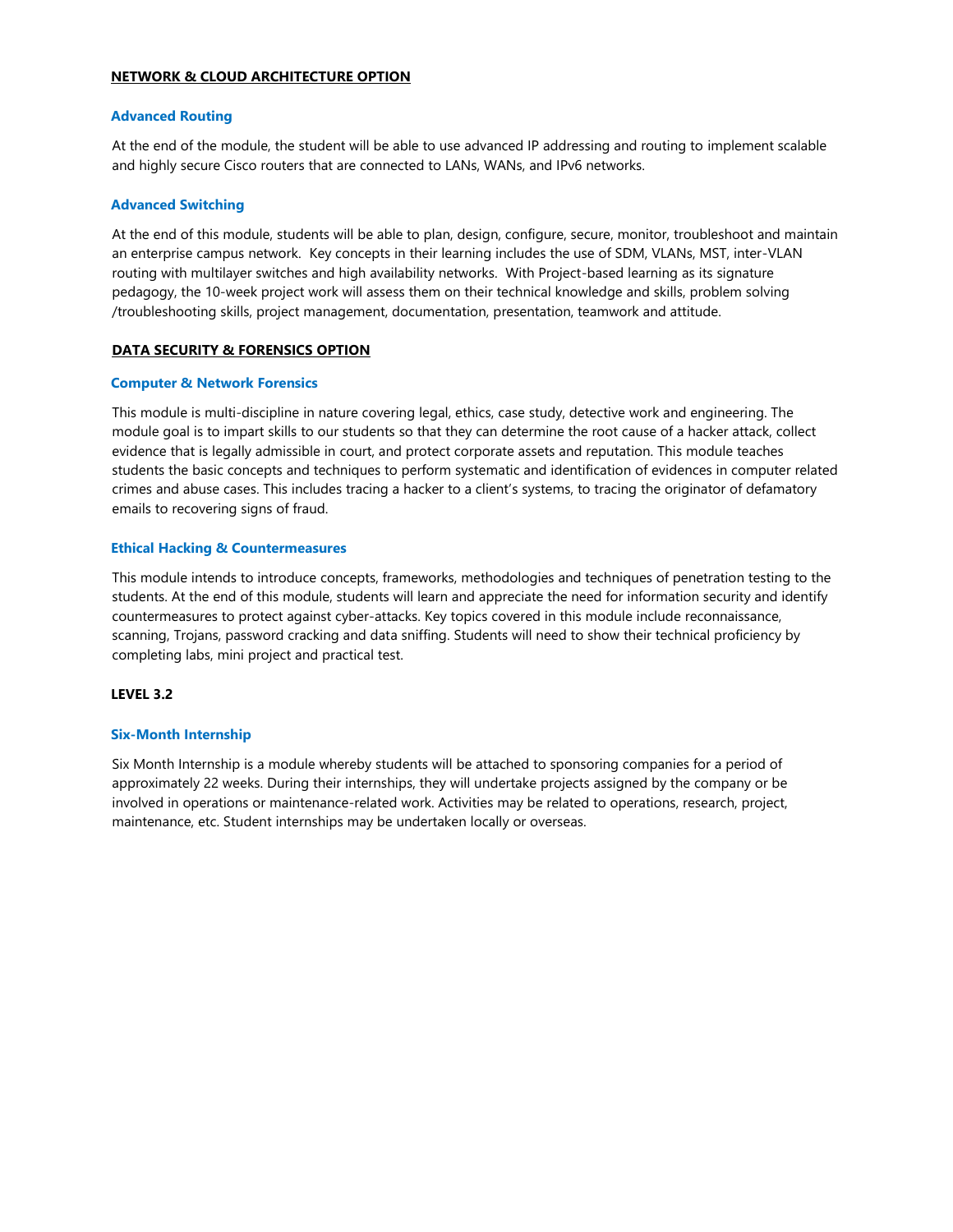## NETWORK & CLOUD ARCHITECTURE OPTION

### Advanced Routing

At the end of the module, the student will be able to use advanced IP addressing and routing to implement scalable and highly secure Cisco routers that are connected to LANs, WANs, and IPv6 networks.

### Advanced Switching

At the end of this module, students will be able to plan, design, configure, secure, monitor, troubleshoot and maintain an enterprise campus network.  Key concepts in their learning includes the use of SDM, VLANs, MST, inter-VLAN routing with multilayer switches and high availability networks.  With Project-based learning as its signature pedagogy, the 10-week project work will assess them on their technical knowledge and skills, problem solving /troubleshooting skills, project management, documentation, presentation, teamwork and attitude.

## DATA SECURITY & FORENSICS OPTION

### Computer & Network Forensics

This module is multi-discipline in nature covering legal, ethics, case study, detective work and engineering. The module goal is to impart skills to our students so that they can determine the root cause of a hacker attack, collect evidence that is legally admissible in court, and protect corporate assets and reputation. This module teaches students the basic concepts and techniques to perform systematic and identification of evidences in computer related crimes and abuse cases. This includes tracing a hacker to a client's systems, to tracing the originator of defamatory emails to recovering signs of fraud.

### Ethical Hacking & Countermeasures

This module intends to introduce concepts, frameworks, methodologies and techniques of penetration testing to the students. At the end of this module, students will learn and appreciate the need for information security and identify countermeasures to protect against cyber-attacks. Key topics covered in this module include reconnaissance, scanning, Trojans, password cracking and data sniffing. Students will need to show their technical proficiency by completing labs, mini project and practical test.

## LEVEL 3.2

### Six-Month Internship

Six Month Internship is a module whereby students will be attached to sponsoring companies for a period of approximately 22 weeks. During their internships, they will undertake projects assigned by the company or be involved in operations or maintenance-related work. Activities may be related to operations, research, project, maintenance, etc. Student internships may be undertaken locally or overseas.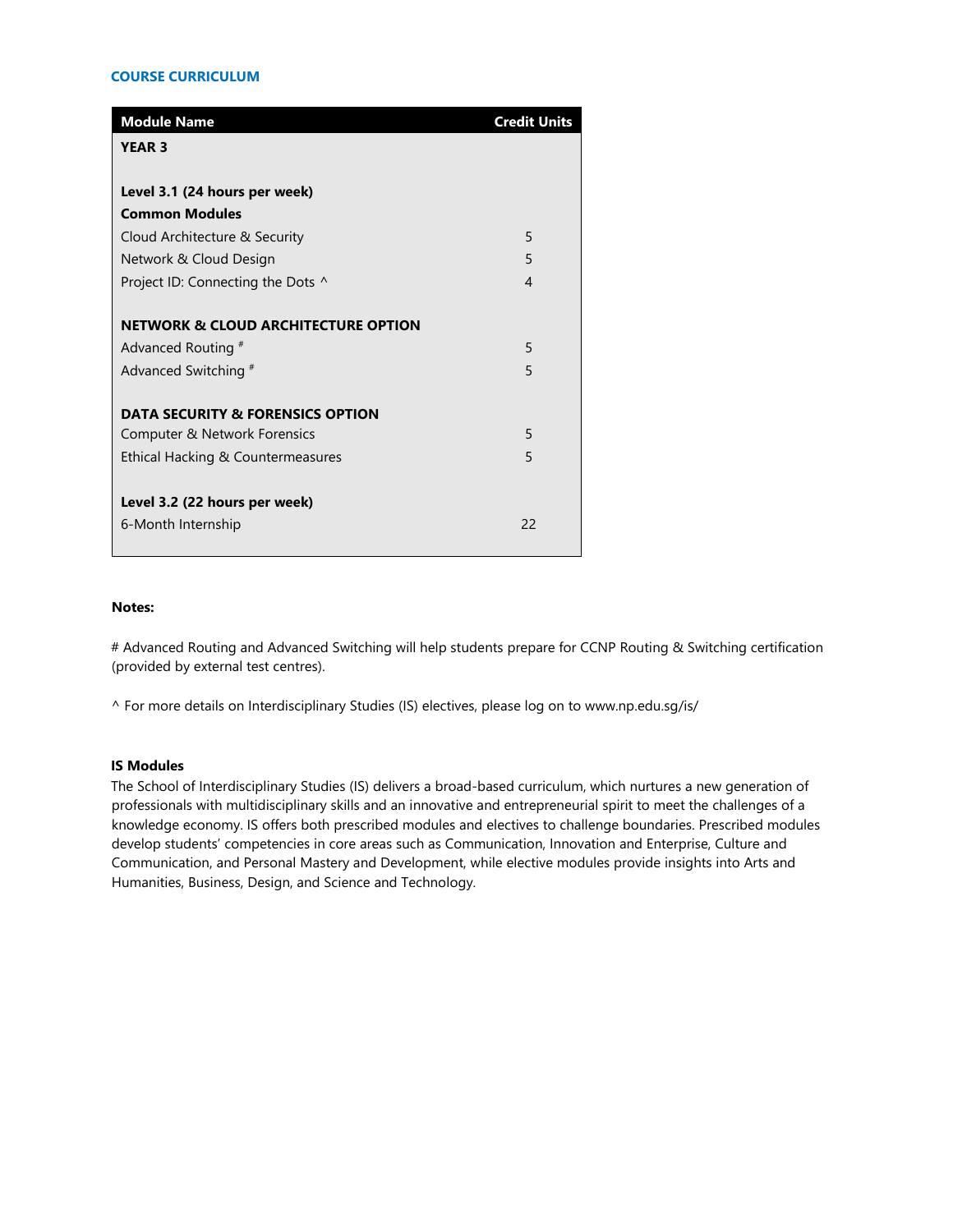## COURSE CURRICULUM

| Module Name | Credit Units |
|---|---|
| **YEAR 3** | |
| **Level 3.1 (24 hours per week)** | |
| **Common Modules** | |
| Cloud Architecture & Security | 5 |
| Network & Cloud Design | 5 |
| Project ID: Connecting the Dots ^ | 4 |
| **NETWORK & CLOUD ARCHITECTURE OPTION** | |
| Advanced Routing # | 5 |
| Advanced Switching # | 5 |
| **DATA SECURITY & FORENSICS OPTION** | |
| Computer & Network Forensics | 5 |
| Ethical Hacking & Countermeasures | 5 |
| **Level 3.2 (22 hours per week)** | |
| 6-Month Internship | 22 |

**Notes:**

# Advanced Routing and Advanced Switching will help students prepare for CCNP Routing & Switching certification (provided by external test centres).

^ For more details on Interdisciplinary Studies (IS) electives, please log on to www.np.edu.sg/is/

**IS Modules**

The School of Interdisciplinary Studies (IS) delivers a broad-based curriculum, which nurtures a new generation of professionals with multidisciplinary skills and an innovative and entrepreneurial spirit to meet the challenges of a knowledge economy. IS offers both prescribed modules and electives to challenge boundaries. Prescribed modules develop students' competencies in core areas such as Communication, Innovation and Enterprise, Culture and Communication, and Personal Mastery and Development, while elective modules provide insights into Arts and Humanities, Business, Design, and Science and Technology.